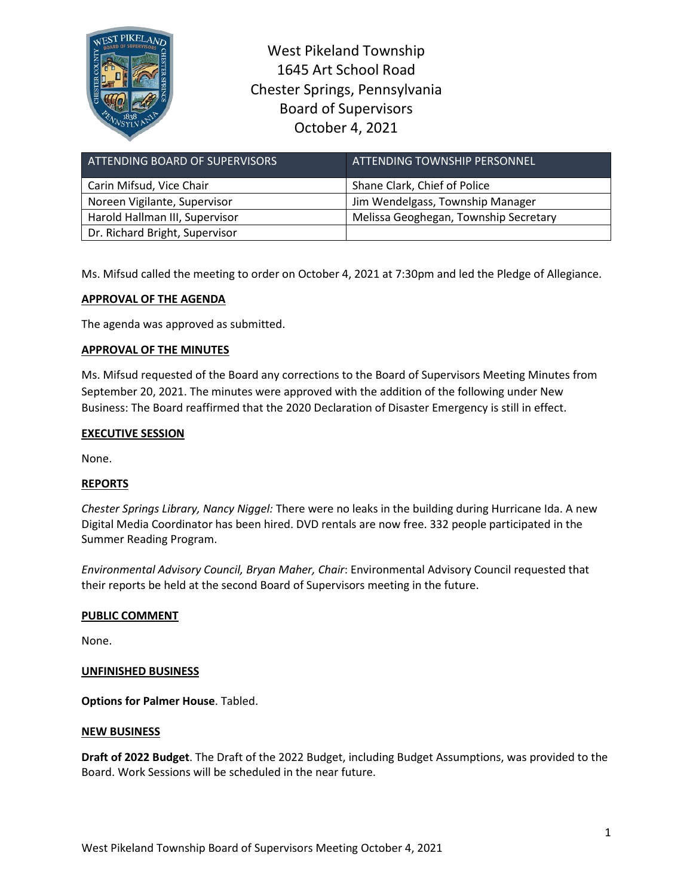# West Pikeland Township
## 1645 Art School Road
## Chester Springs, Pennsylvania
## Board of Supervisors
## October 4, 2021

| ATTENDING BOARD OF SUPERVISORS | ATTENDING TOWNSHIP PERSONNEL |
|---|---|
| Carin Mifsud, Vice Chair | Shane Clark, Chief of Police |
| Noreen Vigilante, Supervisor | Jim Wendelgass, Township Manager |
| Harold Hallman III, Supervisor | Melissa Geoghegan, Township Secretary |
| Dr. Richard Bright, Supervisor | |

Ms. Mifsud called the meeting to order on October 4, 2021 at 7:30pm and led the Pledge of Allegiance.

**APPROVAL OF THE AGENDA**

The agenda was approved as submitted.

**APPROVAL OF THE MINUTES**

Ms. Mifsud requested of the Board any corrections to the Board of Supervisors Meeting Minutes from September 20, 2021. The minutes were approved with the addition of the following under New Business: The Board reaffirmed that the 2020 Declaration of Disaster Emergency is still in effect.

**EXECUTIVE SESSION**

None.

**REPORTS**

*Chester Springs Library, Nancy Niggel:* There were no leaks in the building during Hurricane Ida. A new Digital Media Coordinator has been hired. DVD rentals are now free. 332 people participated in the Summer Reading Program.

*Environmental Advisory Council, Bryan Maher, Chair*: Environmental Advisory Council requested that their reports be held at the second Board of Supervisors meeting in the future.

**PUBLIC COMMENT**

None.

**UNFINISHED BUSINESS**

**Options for Palmer House**. Tabled.

**NEW BUSINESS**

**Draft of 2022 Budget**. The Draft of the 2022 Budget, including Budget Assumptions, was provided to the Board. Work Sessions will be scheduled in the near future.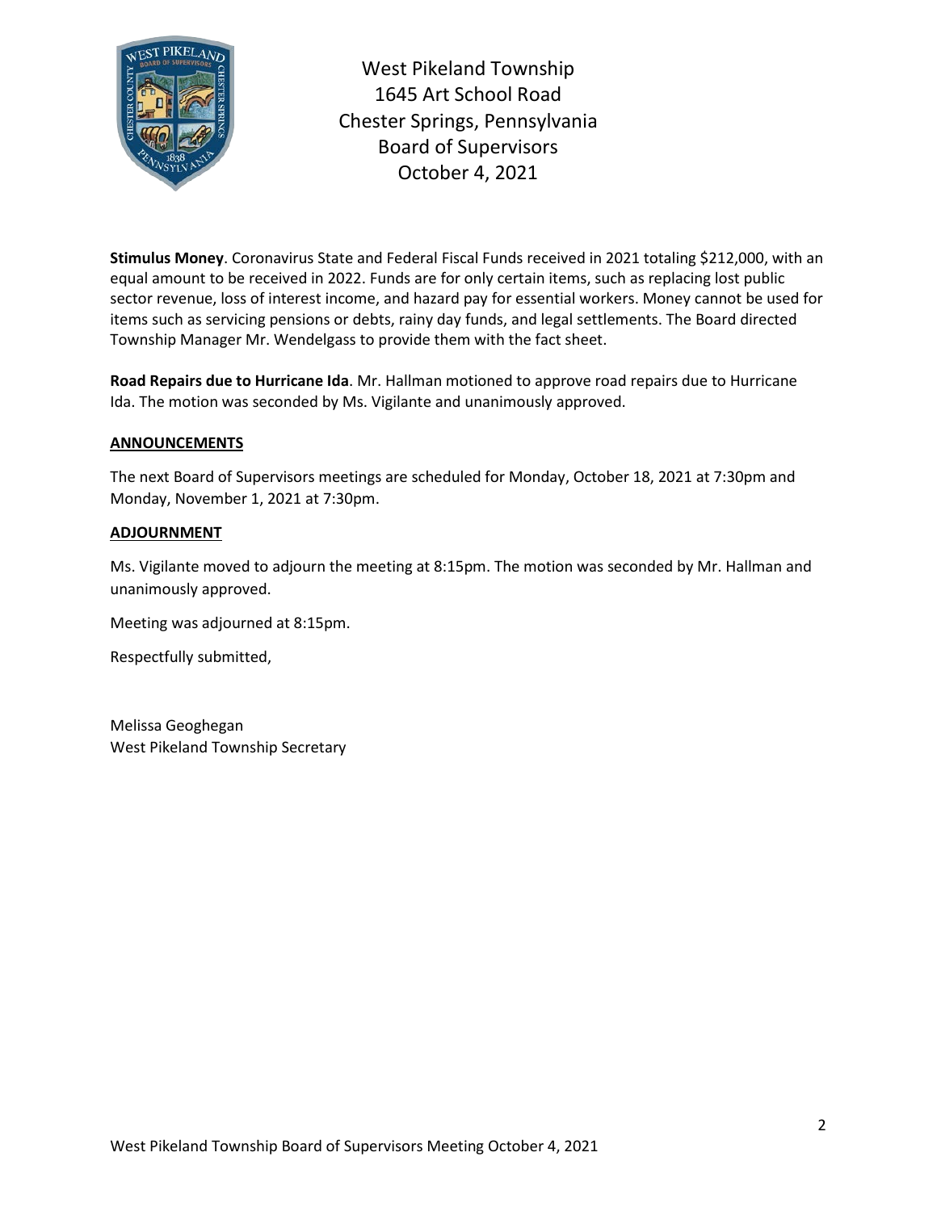**Stimulus Money**. Coronavirus State and Federal Fiscal Funds received in 2021 totaling $212,000, with an equal amount to be received in 2022. Funds are for only certain items, such as replacing lost public sector revenue, loss of interest income, and hazard pay for essential workers. Money cannot be used for items such as servicing pensions or debts, rainy day funds, and legal settlements. The Board directed Township Manager Mr. Wendelgass to provide them with the fact sheet.

**Road Repairs due to Hurricane Ida**. Mr. Hallman motioned to approve road repairs due to Hurricane Ida. The motion was seconded by Ms. Vigilante and unanimously approved.

## ANNOUNCEMENTS

The next Board of Supervisors meetings are scheduled for Monday, October 18, 2021 at 7:30pm and Monday, November 1, 2021 at 7:30pm.

## ADJOURNMENT

Ms. Vigilante moved to adjourn the meeting at 8:15pm. The motion was seconded by Mr. Hallman and unanimously approved.

Meeting was adjourned at 8:15pm.

Respectfully submitted,

Melissa Geoghegan
West Pikeland Township Secretary